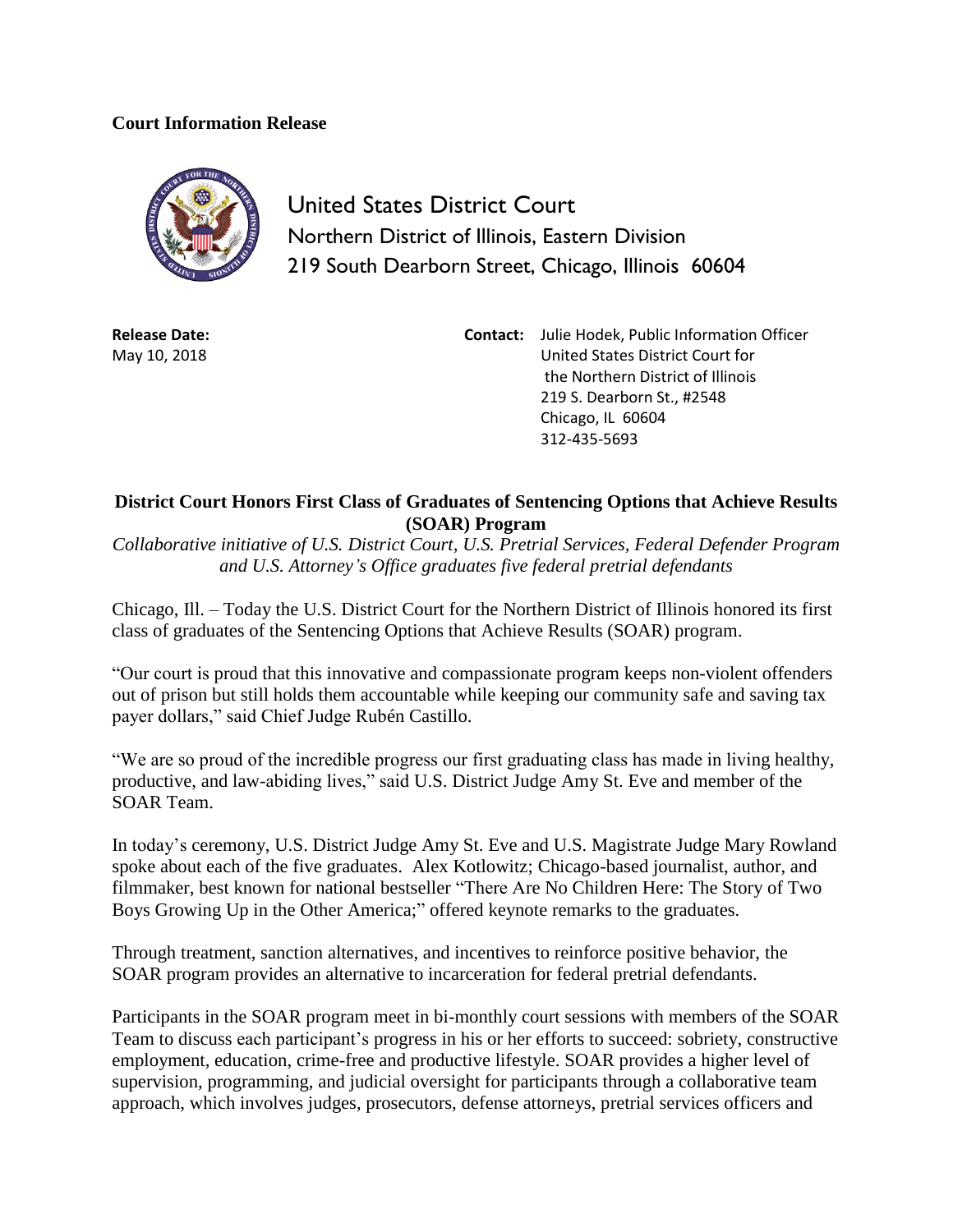**Court Information Release**

United States District Court
Northern District of Illinois, Eastern Division
219 South Dearborn Street, Chicago, Illinois 60604

**Release Date:**
May 10, 2018

**Contact:** Julie Hodek, Public Information Officer
United States District Court for
the Northern District of Illinois
219 S. Dearborn St., #2548
Chicago, IL 60604
312-435-5693

## District Court Honors First Class of Graduates of Sentencing Options that Achieve Results (SOAR) Program

*Collaborative initiative of U.S. District Court, U.S. Pretrial Services, Federal Defender Program and U.S. Attorney's Office graduates five federal pretrial defendants*

Chicago, Ill. – Today the U.S. District Court for the Northern District of Illinois honored its first class of graduates of the Sentencing Options that Achieve Results (SOAR) program.

"Our court is proud that this innovative and compassionate program keeps non-violent offenders out of prison but still holds them accountable while keeping our community safe and saving tax payer dollars," said Chief Judge Rubén Castillo.

"We are so proud of the incredible progress our first graduating class has made in living healthy, productive, and law-abiding lives," said U.S. District Judge Amy St. Eve and member of the SOAR Team.

In today's ceremony, U.S. District Judge Amy St. Eve and U.S. Magistrate Judge Mary Rowland spoke about each of the five graduates. Alex Kotlowitz; Chicago-based journalist, author, and filmmaker, best known for national bestseller "There Are No Children Here: The Story of Two Boys Growing Up in the Other America;" offered keynote remarks to the graduates.

Through treatment, sanction alternatives, and incentives to reinforce positive behavior, the SOAR program provides an alternative to incarceration for federal pretrial defendants.

Participants in the SOAR program meet in bi-monthly court sessions with members of the SOAR Team to discuss each participant's progress in his or her efforts to succeed: sobriety, constructive employment, education, crime-free and productive lifestyle. SOAR provides a higher level of supervision, programming, and judicial oversight for participants through a collaborative team approach, which involves judges, prosecutors, defense attorneys, pretrial services officers and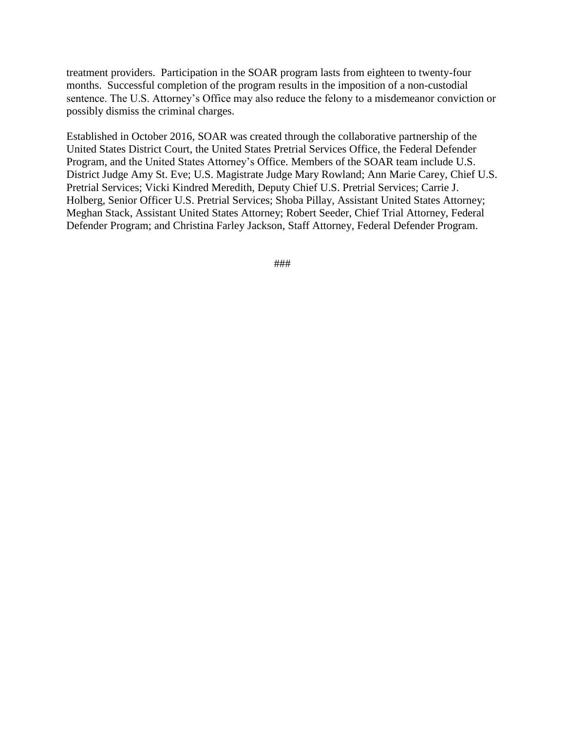treatment providers. Participation in the SOAR program lasts from eighteen to twenty-four months. Successful completion of the program results in the imposition of a non-custodial sentence. The U.S. Attorney's Office may also reduce the felony to a misdemeanor conviction or possibly dismiss the criminal charges.

Established in October 2016, SOAR was created through the collaborative partnership of the United States District Court, the United States Pretrial Services Office, the Federal Defender Program, and the United States Attorney's Office. Members of the SOAR team include U.S. District Judge Amy St. Eve; U.S. Magistrate Judge Mary Rowland; Ann Marie Carey, Chief U.S. Pretrial Services; Vicki Kindred Meredith, Deputy Chief U.S. Pretrial Services; Carrie J. Holberg, Senior Officer U.S. Pretrial Services; Shoba Pillay, Assistant United States Attorney; Meghan Stack, Assistant United States Attorney; Robert Seeder, Chief Trial Attorney, Federal Defender Program; and Christina Farley Jackson, Staff Attorney, Federal Defender Program.

###